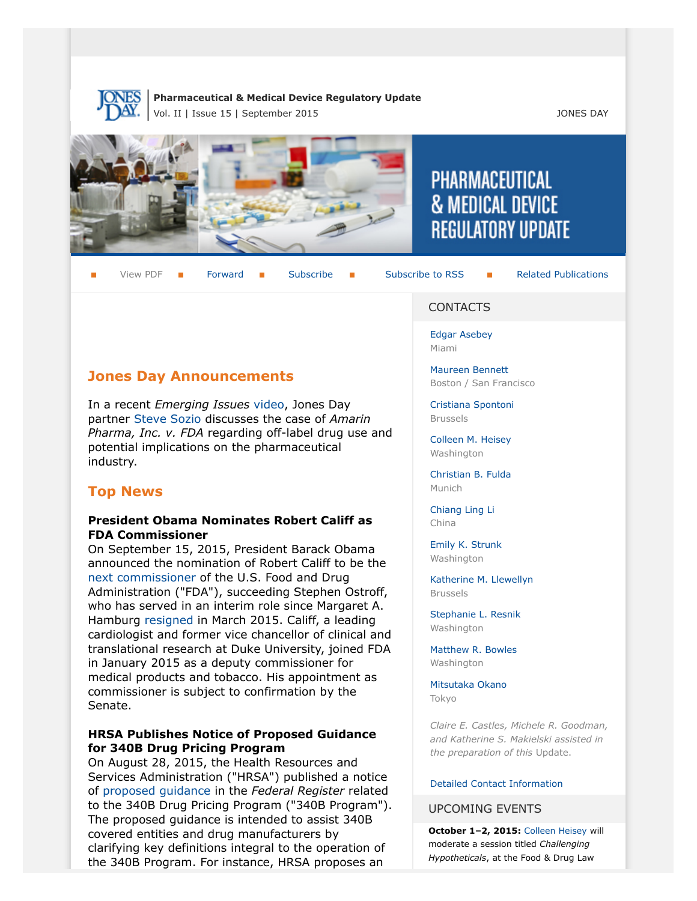**Pharmaceutical & Medical Device Regulatory Update**
Vol. II | Issue 15 | September 2015

JONES DAY

# PHARMACEUTICAL & MEDICAL DEVICE REGULATORY UPDATE

View PDF | Forward | Subscribe | Subscribe to RSS | Related Publications

## Jones Day Announcements

In a recent *Emerging Issues* video, Jones Day partner Steve Sozio discusses the case of *Amarin Pharma, Inc. v. FDA* regarding off-label drug use and potential implications on the pharmaceutical industry.

## Top News

### President Obama Nominates Robert Califf as FDA Commissioner

On September 15, 2015, President Barack Obama announced the nomination of Robert Califf to be the next commissioner of the U.S. Food and Drug Administration ("FDA"), succeeding Stephen Ostroff, who has served in an interim role since Margaret A. Hamburg resigned in March 2015. Califf, a leading cardiologist and former vice chancellor of clinical and translational research at Duke University, joined FDA in January 2015 as a deputy commissioner for medical products and tobacco. His appointment as commissioner is subject to confirmation by the Senate.

### HRSA Publishes Notice of Proposed Guidance for 340B Drug Pricing Program

On August 28, 2015, the Health Resources and Services Administration ("HRSA") published a notice of proposed guidance in the *Federal Register* related to the 340B Drug Pricing Program ("340B Program"). The proposed guidance is intended to assist 340B covered entities and drug manufacturers by clarifying key definitions integral to the operation of the 340B Program. For instance, HRSA proposes an

## CONTACTS

Edgar Asebey
Miami

Maureen Bennett
Boston / San Francisco

Cristiana Spontoni
Brussels

Colleen M. Heisey
Washington

Christian B. Fulda
Munich

Chiang Ling Li
China

Emily K. Strunk
Washington

Katherine M. Llewellyn
Brussels

Stephanie L. Resnik
Washington

Matthew R. Bowles
Washington

Mitsutaka Okano
Tokyo

*Claire E. Castles, Michele R. Goodman, and Katherine S. Makielski assisted in the preparation of this* Update.

Detailed Contact Information

## UPCOMING EVENTS

**October 1–2, 2015:** Colleen Heisey will moderate a session titled *Challenging Hypotheticals*, at the Food & Drug Law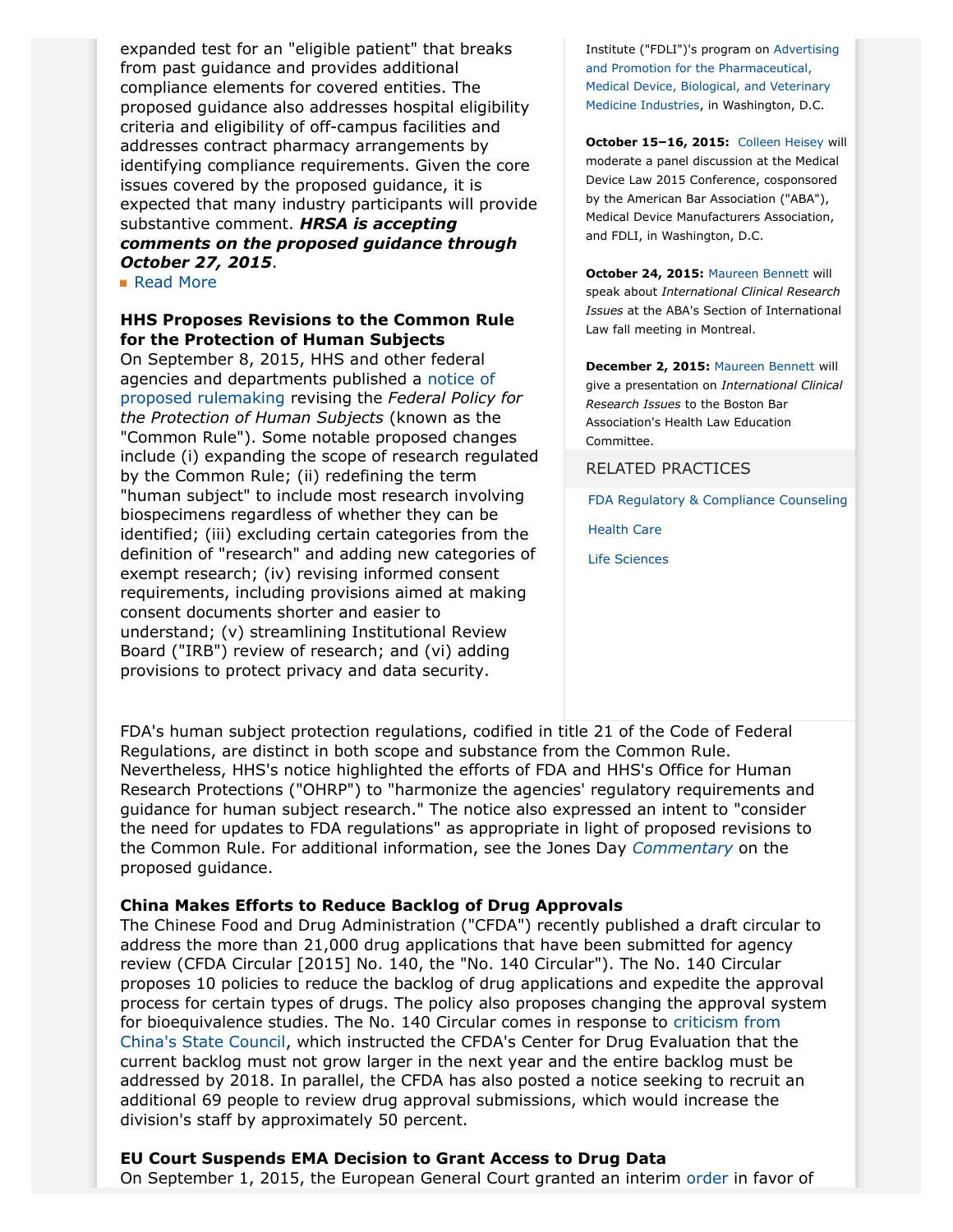expanded test for an "eligible patient" that breaks from past guidance and provides additional compliance elements for covered entities. The proposed guidance also addresses hospital eligibility criteria and eligibility of off-campus facilities and addresses contract pharmacy arrangements by identifying compliance requirements. Given the core issues covered by the proposed guidance, it is expected that many industry participants will provide substantive comment. ***HRSA is accepting comments on the proposed guidance through October 27, 2015***.

- Read More

**HHS Proposes Revisions to the Common Rule for the Protection of Human Subjects**
On September 8, 2015, HHS and other federal agencies and departments published a notice of proposed rulemaking revising the *Federal Policy for the Protection of Human Subjects* (known as the "Common Rule"). Some notable proposed changes include (i) expanding the scope of research regulated by the Common Rule; (ii) redefining the term "human subject" to include most research involving biospecimens regardless of whether they can be identified; (iii) excluding certain categories from the definition of "research" and adding new categories of exempt research; (iv) revising informed consent requirements, including provisions aimed at making consent documents shorter and easier to understand; (v) streamlining Institutional Review Board ("IRB") review of research; and (vi) adding provisions to protect privacy and data security.

FDA's human subject protection regulations, codified in title 21 of the Code of Federal Regulations, are distinct in both scope and substance from the Common Rule. Nevertheless, HHS's notice highlighted the efforts of FDA and HHS's Office for Human Research Protections ("OHRP") to "harmonize the agencies' regulatory requirements and guidance for human subject research." The notice also expressed an intent to "consider the need for updates to FDA regulations" as appropriate in light of proposed revisions to the Common Rule. For additional information, see the Jones Day *Commentary* on the proposed guidance.

**China Makes Efforts to Reduce Backlog of Drug Approvals**
The Chinese Food and Drug Administration ("CFDA") recently published a draft circular to address the more than 21,000 drug applications that have been submitted for agency review (CFDA Circular [2015] No. 140, the "No. 140 Circular"). The No. 140 Circular proposes 10 policies to reduce the backlog of drug applications and expedite the approval process for certain types of drugs. The policy also proposes changing the approval system for bioequivalence studies. The No. 140 Circular comes in response to criticism from China's State Council, which instructed the CFDA's Center for Drug Evaluation that the current backlog must not grow larger in the next year and the entire backlog must be addressed by 2018. In parallel, the CFDA has also posted a notice seeking to recruit an additional 69 people to review drug approval submissions, which would increase the division's staff by approximately 50 percent.

**EU Court Suspends EMA Decision to Grant Access to Drug Data**
On September 1, 2015, the European General Court granted an interim order in favor of

Institute ("FDLI")'s program on Advertising and Promotion for the Pharmaceutical, Medical Device, Biological, and Veterinary Medicine Industries, in Washington, D.C.

**October 15–16, 2015:** Colleen Heisey will moderate a panel discussion at the Medical Device Law 2015 Conference, cosponsored by the American Bar Association ("ABA"), Medical Device Manufacturers Association, and FDLI, in Washington, D.C.

**October 24, 2015:** Maureen Bennett will speak about *International Clinical Research Issues* at the ABA's Section of International Law fall meeting in Montreal.

**December 2, 2015:** Maureen Bennett will give a presentation on *International Clinical Research Issues* to the Boston Bar Association's Health Law Education Committee.

RELATED PRACTICES

- FDA Regulatory & Compliance Counseling
- Health Care
- Life Sciences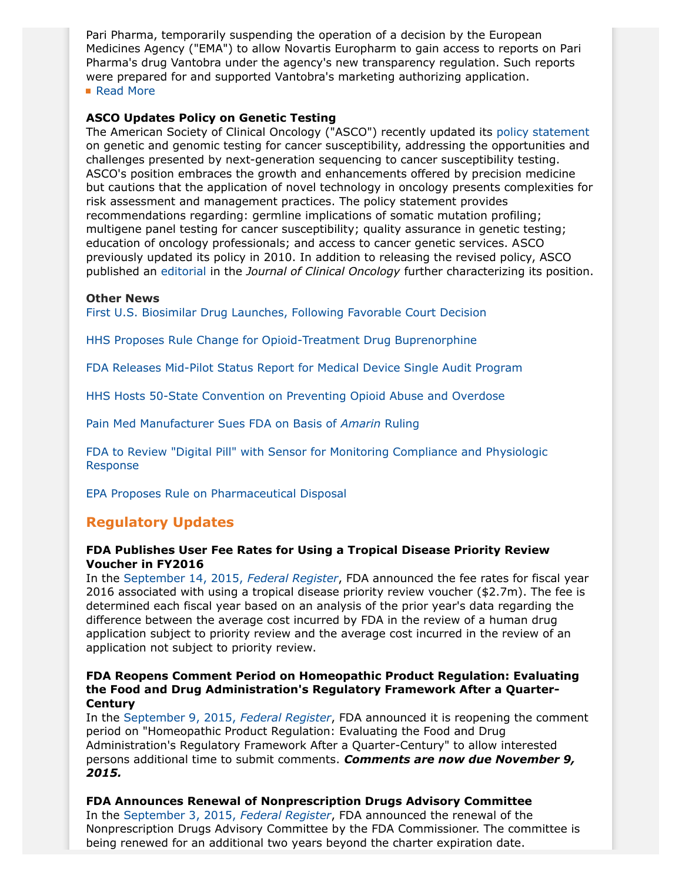Pari Pharma, temporarily suspending the operation of a decision by the European Medicines Agency ("EMA") to allow Novartis Europharm to gain access to reports on Pari Pharma's drug Vantobra under the agency's new transparency regulation. Such reports were prepared for and supported Vantobra's marketing authorizing application.

- Read More

**ASCO Updates Policy on Genetic Testing**

The American Society of Clinical Oncology ("ASCO") recently updated its policy statement on genetic and genomic testing for cancer susceptibility, addressing the opportunities and challenges presented by next-generation sequencing to cancer susceptibility testing. ASCO's position embraces the growth and enhancements offered by precision medicine but cautions that the application of novel technology in oncology presents complexities for risk assessment and management practices. The policy statement provides recommendations regarding: germline implications of somatic mutation profiling; multigene panel testing for cancer susceptibility; quality assurance in genetic testing; education of oncology professionals; and access to cancer genetic services. ASCO previously updated its policy in 2010. In addition to releasing the revised policy, ASCO published an editorial in the *Journal of Clinical Oncology* further characterizing its position.

**Other News**

First U.S. Biosimilar Drug Launches, Following Favorable Court Decision

HHS Proposes Rule Change for Opioid-Treatment Drug Buprenorphine

FDA Releases Mid-Pilot Status Report for Medical Device Single Audit Program

HHS Hosts 50-State Convention on Preventing Opioid Abuse and Overdose

Pain Med Manufacturer Sues FDA on Basis of *Amarin* Ruling

FDA to Review "Digital Pill" with Sensor for Monitoring Compliance and Physiologic Response

EPA Proposes Rule on Pharmaceutical Disposal

## Regulatory Updates

**FDA Publishes User Fee Rates for Using a Tropical Disease Priority Review Voucher in FY2016**

In the September 14, 2015, *Federal Register*, FDA announced the fee rates for fiscal year 2016 associated with using a tropical disease priority review voucher ($2.7m). The fee is determined each fiscal year based on an analysis of the prior year's data regarding the difference between the average cost incurred by FDA in the review of a human drug application subject to priority review and the average cost incurred in the review of an application not subject to priority review.

**FDA Reopens Comment Period on Homeopathic Product Regulation: Evaluating the Food and Drug Administration's Regulatory Framework After a Quarter-Century**

In the September 9, 2015, *Federal Register*, FDA announced it is reopening the comment period on "Homeopathic Product Regulation: Evaluating the Food and Drug Administration's Regulatory Framework After a Quarter-Century" to allow interested persons additional time to submit comments. ***Comments are now due November 9, 2015.***

**FDA Announces Renewal of Nonprescription Drugs Advisory Committee**

In the September 3, 2015, *Federal Register*, FDA announced the renewal of the Nonprescription Drugs Advisory Committee by the FDA Commissioner. The committee is being renewed for an additional two years beyond the charter expiration date.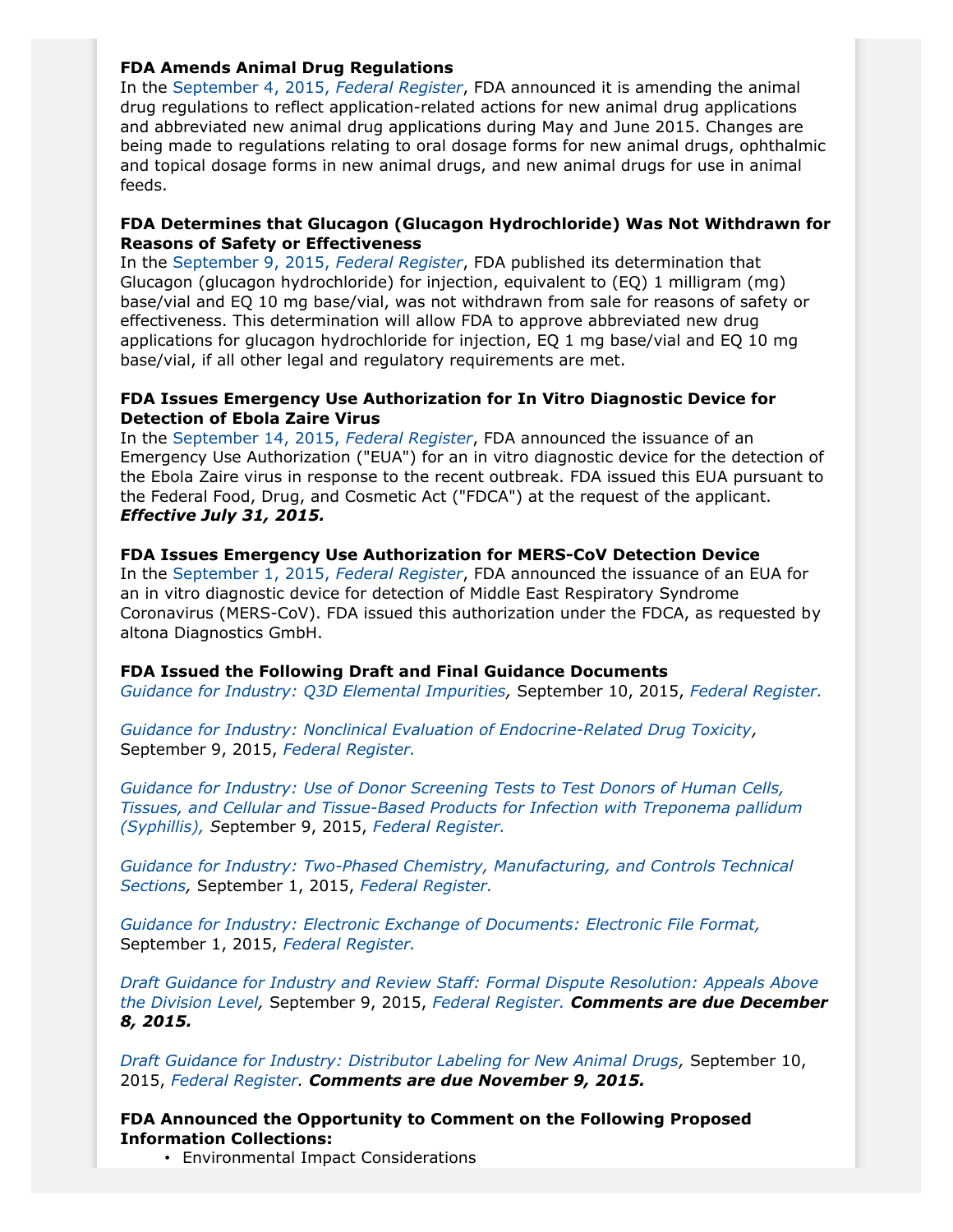**FDA Amends Animal Drug Regulations**
In the September 4, 2015, *Federal Register*, FDA announced it is amending the animal drug regulations to reflect application-related actions for new animal drug applications and abbreviated new animal drug applications during May and June 2015. Changes are being made to regulations relating to oral dosage forms for new animal drugs, ophthalmic and topical dosage forms in new animal drugs, and new animal drugs for use in animal feeds.

**FDA Determines that Glucagon (Glucagon Hydrochloride) Was Not Withdrawn for Reasons of Safety or Effectiveness**
In the September 9, 2015, *Federal Register*, FDA published its determination that Glucagon (glucagon hydrochloride) for injection, equivalent to (EQ) 1 milligram (mg) base/vial and EQ 10 mg base/vial, was not withdrawn from sale for reasons of safety or effectiveness. This determination will allow FDA to approve abbreviated new drug applications for glucagon hydrochloride for injection, EQ 1 mg base/vial and EQ 10 mg base/vial, if all other legal and regulatory requirements are met.

**FDA Issues Emergency Use Authorization for In Vitro Diagnostic Device for Detection of Ebola Zaire Virus**
In the September 14, 2015, *Federal Register*, FDA announced the issuance of an Emergency Use Authorization ("EUA") for an in vitro diagnostic device for the detection of the Ebola Zaire virus in response to the recent outbreak. FDA issued this EUA pursuant to the Federal Food, Drug, and Cosmetic Act ("FDCA") at the request of the applicant. ***Effective July 31, 2015.***

**FDA Issues Emergency Use Authorization for MERS-CoV Detection Device**
In the September 1, 2015, *Federal Register*, FDA announced the issuance of an EUA for an in vitro diagnostic device for detection of Middle East Respiratory Syndrome Coronavirus (MERS-CoV). FDA issued this authorization under the FDCA, as requested by altona Diagnostics GmbH.

**FDA Issued the Following Draft and Final Guidance Documents**
*Guidance for Industry: Q3D Elemental Impurities,* September 10, 2015, *Federal Register.*

*Guidance for Industry: Nonclinical Evaluation of Endocrine-Related Drug Toxicity*, September 9, 2015, *Federal Register.*

*Guidance for Industry: Use of Donor Screening Tests to Test Donors of Human Cells, Tissues, and Cellular and Tissue-Based Products for Infection with Treponema pallidum (Syphillis), S*eptember 9, 2015, *Federal Register.*

*Guidance for Industry: Two-Phased Chemistry, Manufacturing, and Controls Technical Sections,* September 1, 2015, *Federal Register.*

*Guidance for Industry: Electronic Exchange of Documents: Electronic File Format,* September 1, 2015, *Federal Register.*

*Draft Guidance for Industry and Review Staff: Formal Dispute Resolution: Appeals Above the Division Level,* September 9, 2015, *Federal Register.* ***Comments are due December 8, 2015.***

*Draft Guidance for Industry: Distributor Labeling for New Animal Drugs,* September 10, 2015, *Federal Register.* ***Comments are due November 9, 2015.***

**FDA Announced the Opportunity to Comment on the Following Proposed Information Collections:**

- Environmental Impact Considerations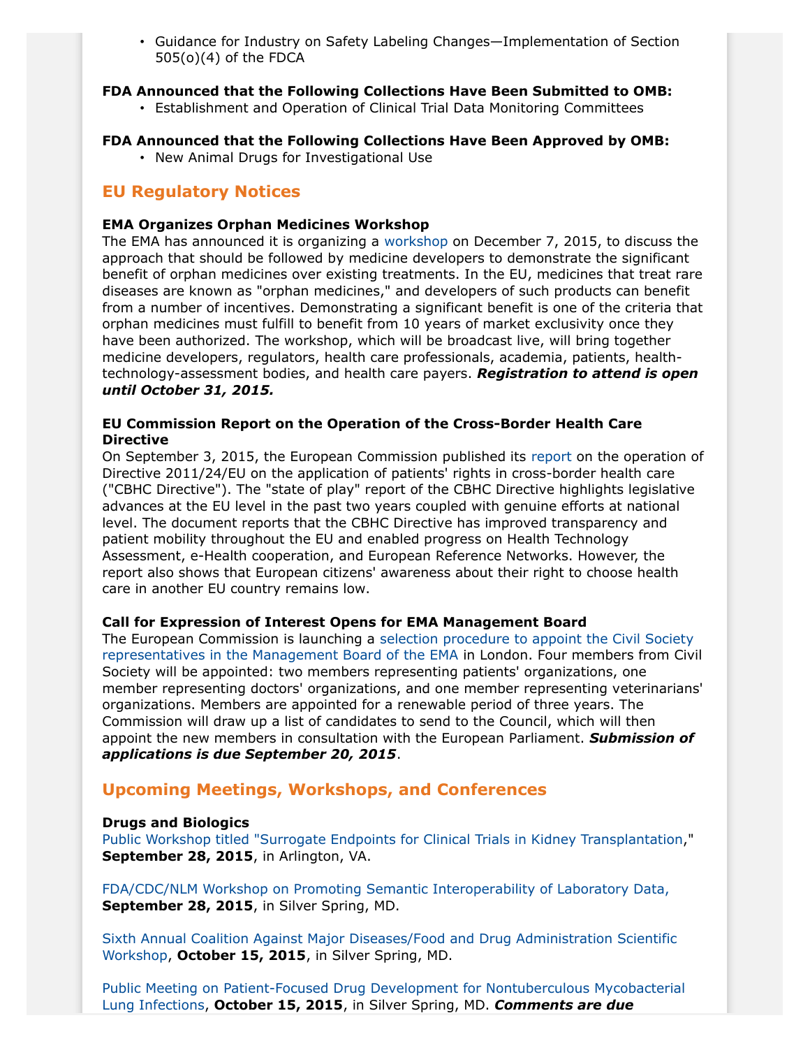- Guidance for Industry on Safety Labeling Changes—Implementation of Section 505(o)(4) of the FDCA

**FDA Announced that the Following Collections Have Been Submitted to OMB:**

- Establishment and Operation of Clinical Trial Data Monitoring Committees

**FDA Announced that the Following Collections Have Been Approved by OMB:**

- New Animal Drugs for Investigational Use

## EU Regulatory Notices

**EMA Organizes Orphan Medicines Workshop**

The EMA has announced it is organizing a workshop on December 7, 2015, to discuss the approach that should be followed by medicine developers to demonstrate the significant benefit of orphan medicines over existing treatments. In the EU, medicines that treat rare diseases are known as "orphan medicines," and developers of such products can benefit from a number of incentives. Demonstrating a significant benefit is one of the criteria that orphan medicines must fulfill to benefit from 10 years of market exclusivity once they have been authorized. The workshop, which will be broadcast live, will bring together medicine developers, regulators, health care professionals, academia, patients, health-technology-assessment bodies, and health care payers. ***Registration to attend is open until October 31, 2015.***

**EU Commission Report on the Operation of the Cross-Border Health Care Directive**

On September 3, 2015, the European Commission published its report on the operation of Directive 2011/24/EU on the application of patients' rights in cross-border health care ("CBHC Directive"). The "state of play" report of the CBHC Directive highlights legislative advances at the EU level in the past two years coupled with genuine efforts at national level. The document reports that the CBHC Directive has improved transparency and patient mobility throughout the EU and enabled progress on Health Technology Assessment, e-Health cooperation, and European Reference Networks. However, the report also shows that European citizens' awareness about their right to choose health care in another EU country remains low.

**Call for Expression of Interest Opens for EMA Management Board**

The European Commission is launching a selection procedure to appoint the Civil Society representatives in the Management Board of the EMA in London. Four members from Civil Society will be appointed: two members representing patients' organizations, one member representing doctors' organizations, and one member representing veterinarians' organizations. Members are appointed for a renewable period of three years. The Commission will draw up a list of candidates to send to the Council, which will then appoint the new members in consultation with the European Parliament. ***Submission of applications is due September 20, 2015***.

## Upcoming Meetings, Workshops, and Conferences

**Drugs and Biologics**

Public Workshop titled "Surrogate Endpoints for Clinical Trials in Kidney Transplantation," **September 28, 2015**, in Arlington, VA.

FDA/CDC/NLM Workshop on Promoting Semantic Interoperability of Laboratory Data, **September 28, 2015**, in Silver Spring, MD.

Sixth Annual Coalition Against Major Diseases/Food and Drug Administration Scientific Workshop, **October 15, 2015**, in Silver Spring, MD.

Public Meeting on Patient-Focused Drug Development for Nontuberculous Mycobacterial Lung Infections, **October 15, 2015**, in Silver Spring, MD. ***Comments are due***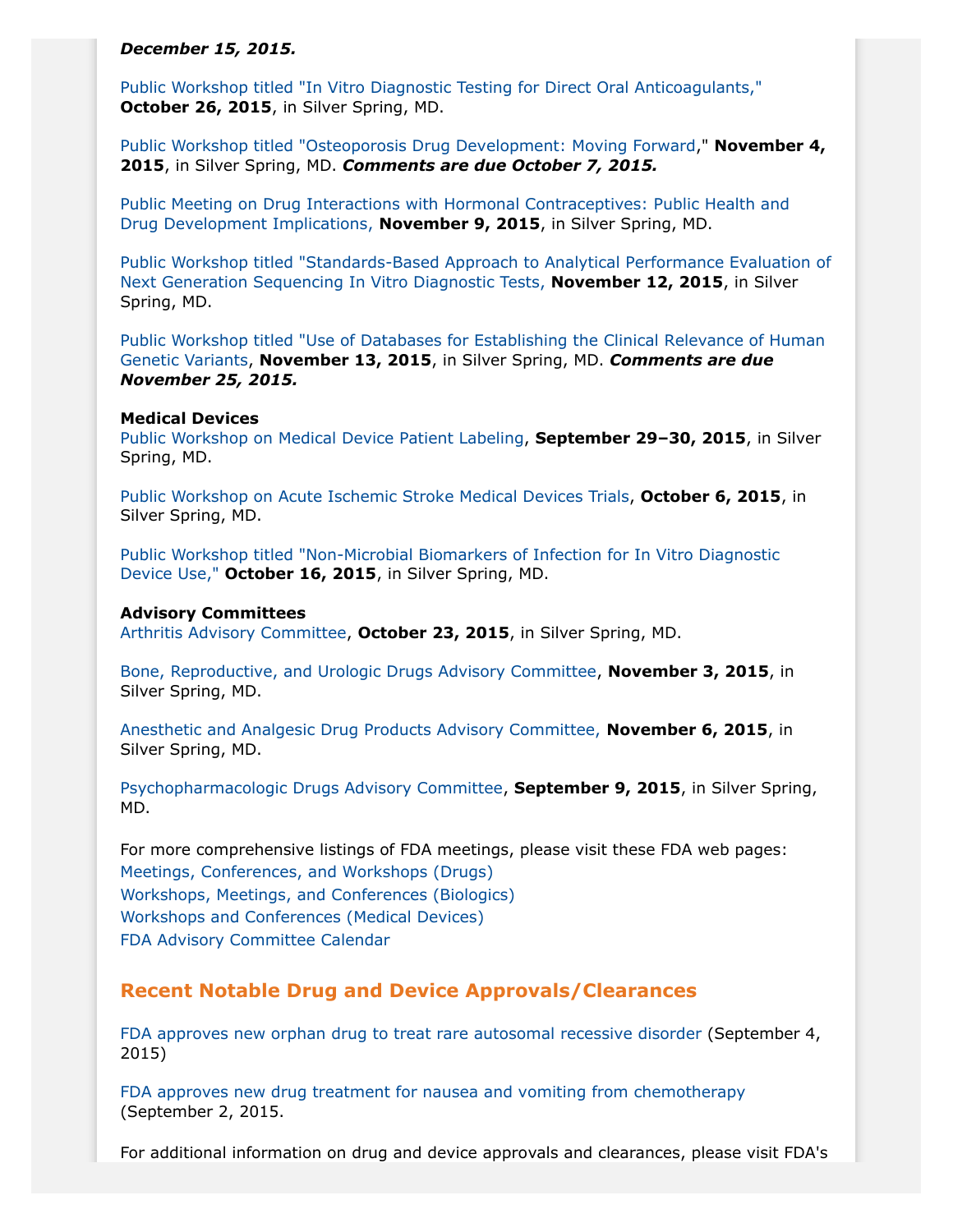***December 15, 2015.***

Public Workshop titled "In Vitro Diagnostic Testing for Direct Oral Anticoagulants," **October 26, 2015**, in Silver Spring, MD.

Public Workshop titled "Osteoporosis Drug Development: Moving Forward," **November 4, 2015**, in Silver Spring, MD. ***Comments are due October 7, 2015.***

Public Meeting on Drug Interactions with Hormonal Contraceptives: Public Health and Drug Development Implications, **November 9, 2015**, in Silver Spring, MD.

Public Workshop titled "Standards-Based Approach to Analytical Performance Evaluation of Next Generation Sequencing In Vitro Diagnostic Tests, **November 12, 2015**, in Silver Spring, MD.

Public Workshop titled "Use of Databases for Establishing the Clinical Relevance of Human Genetic Variants, **November 13, 2015**, in Silver Spring, MD. ***Comments are due November 25, 2015.***

**Medical Devices**
Public Workshop on Medical Device Patient Labeling, **September 29–30, 2015**, in Silver Spring, MD.

Public Workshop on Acute Ischemic Stroke Medical Devices Trials, **October 6, 2015**, in Silver Spring, MD.

Public Workshop titled "Non-Microbial Biomarkers of Infection for In Vitro Diagnostic Device Use," **October 16, 2015**, in Silver Spring, MD.

**Advisory Committees**
Arthritis Advisory Committee, **October 23, 2015**, in Silver Spring, MD.

Bone, Reproductive, and Urologic Drugs Advisory Committee, **November 3, 2015**, in Silver Spring, MD.

Anesthetic and Analgesic Drug Products Advisory Committee, **November 6, 2015**, in Silver Spring, MD.

Psychopharmacologic Drugs Advisory Committee, **September 9, 2015**, in Silver Spring, MD.

For more comprehensive listings of FDA meetings, please visit these FDA web pages:
Meetings, Conferences, and Workshops (Drugs)
Workshops, Meetings, and Conferences (Biologics)
Workshops and Conferences (Medical Devices)
FDA Advisory Committee Calendar

## Recent Notable Drug and Device Approvals/Clearances

FDA approves new orphan drug to treat rare autosomal recessive disorder (September 4, 2015)

FDA approves new drug treatment for nausea and vomiting from chemotherapy (September 2, 2015.

For additional information on drug and device approvals and clearances, please visit FDA's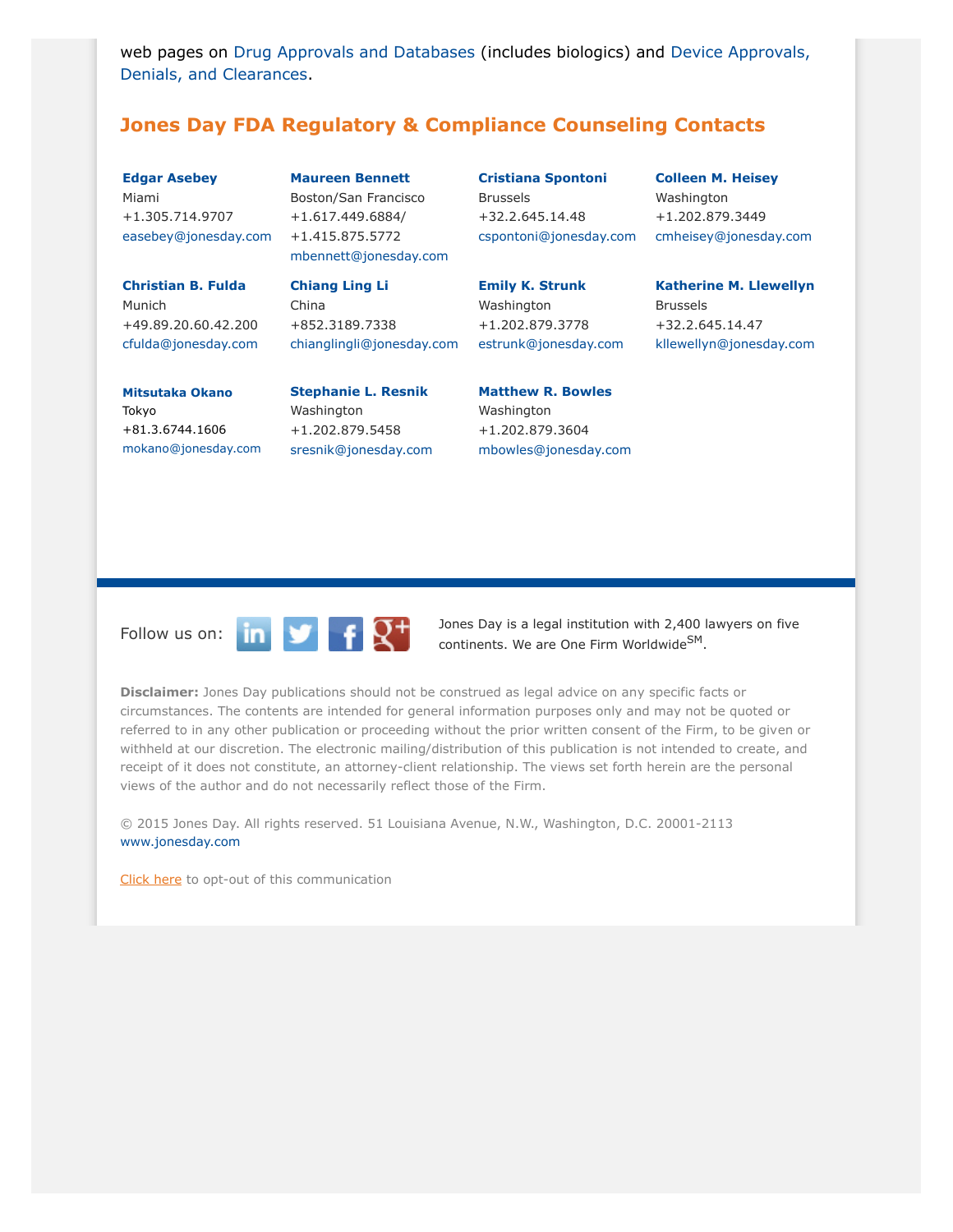web pages on Drug Approvals and Databases (includes biologics) and Device Approvals, Denials, and Clearances.

## Jones Day FDA Regulatory & Compliance Counseling Contacts

**Edgar Asebey**
Miami
+1.305.714.9707
easebey@jonesday.com

**Maureen Bennett**
Boston/San Francisco
+1.617.449.6884/
+1.415.875.5772
mbennett@jonesday.com

**Cristiana Spontoni**
Brussels
+32.2.645.14.48
cspontoni@jonesday.com

**Colleen M. Heisey**
Washington
+1.202.879.3449
cmheisey@jonesday.com

**Christian B. Fulda**
Munich
+49.89.20.60.42.200
cfulda@jonesday.com

**Chiang Ling Li**
China
+852.3189.7338
chianglingli@jonesday.com

**Emily K. Strunk**
Washington
+1.202.879.3778
estrunk@jonesday.com

**Katherine M. Llewellyn**
Brussels
+32.2.645.14.47
kllewellyn@jonesday.com

**Mitsutaka Okano**
Tokyo
+81.3.6744.1606
mokano@jonesday.com

**Stephanie L. Resnik**
Washington
+1.202.879.5458
sresnik@jonesday.com

**Matthew R. Bowles**
Washington
+1.202.879.3604
mbowles@jonesday.com

Follow us on:

Jones Day is a legal institution with 2,400 lawyers on five continents. We are One Firm Worldwide℠.

**Disclaimer:** Jones Day publications should not be construed as legal advice on any specific facts or circumstances. The contents are intended for general information purposes only and may not be quoted or referred to in any other publication or proceeding without the prior written consent of the Firm, to be given or withheld at our discretion. The electronic mailing/distribution of this publication is not intended to create, and receipt of it does not constitute, an attorney-client relationship. The views set forth herein are the personal views of the author and do not necessarily reflect those of the Firm.

© 2015 Jones Day. All rights reserved. 51 Louisiana Avenue, N.W., Washington, D.C. 20001-2113
www.jonesday.com

Click here to opt-out of this communication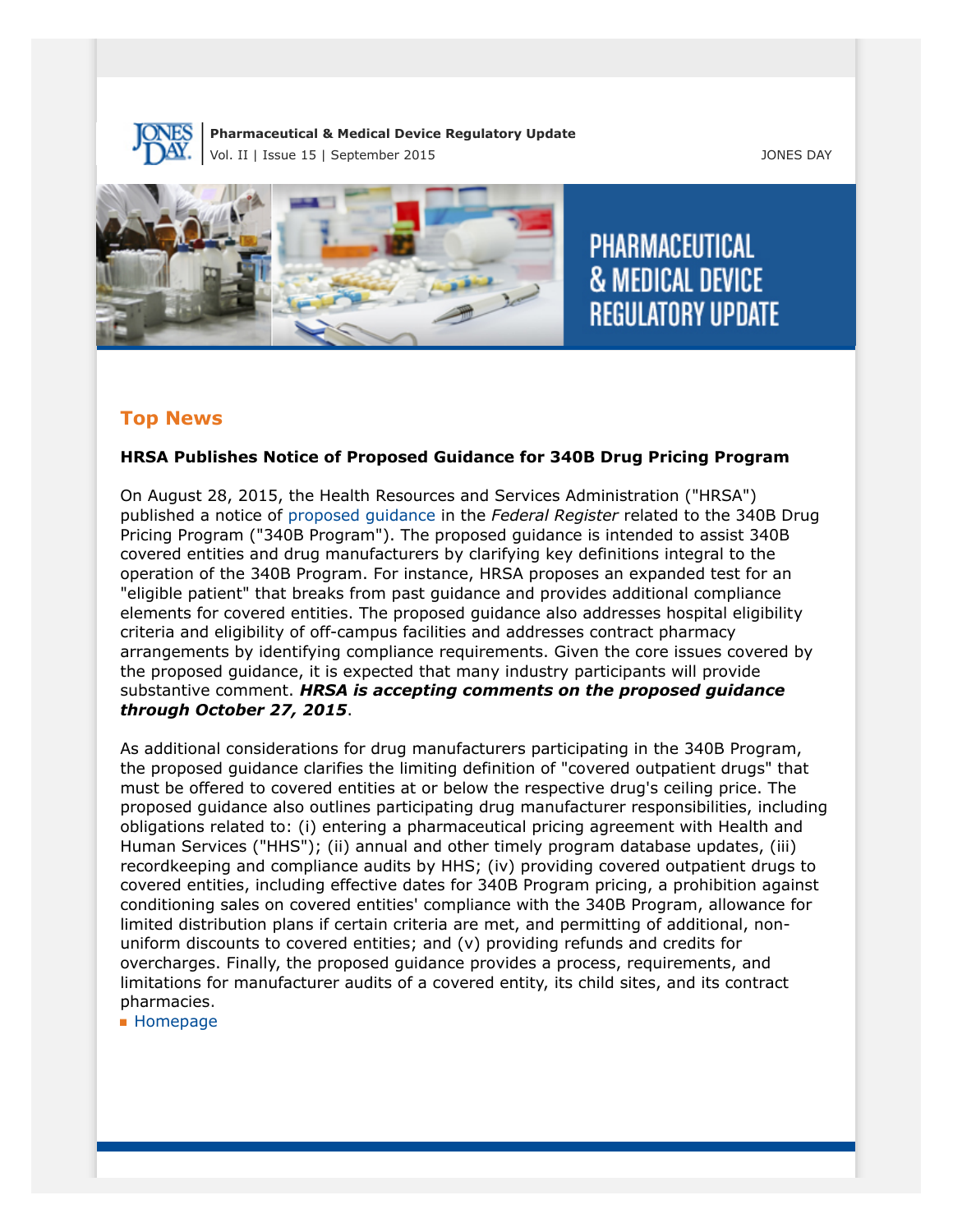## Top News

### HRSA Publishes Notice of Proposed Guidance for 340B Drug Pricing Program

On August 28, 2015, the Health Resources and Services Administration ("HRSA") published a notice of proposed guidance in the *Federal Register* related to the 340B Drug Pricing Program ("340B Program"). The proposed guidance is intended to assist 340B covered entities and drug manufacturers by clarifying key definitions integral to the operation of the 340B Program. For instance, HRSA proposes an expanded test for an "eligible patient" that breaks from past guidance and provides additional compliance elements for covered entities. The proposed guidance also addresses hospital eligibility criteria and eligibility of off-campus facilities and addresses contract pharmacy arrangements by identifying compliance requirements. Given the core issues covered by the proposed guidance, it is expected that many industry participants will provide substantive comment. ***HRSA is accepting comments on the proposed guidance through October 27, 2015***.

As additional considerations for drug manufacturers participating in the 340B Program, the proposed guidance clarifies the limiting definition of "covered outpatient drugs" that must be offered to covered entities at or below the respective drug's ceiling price. The proposed guidance also outlines participating drug manufacturer responsibilities, including obligations related to: (i) entering a pharmaceutical pricing agreement with Health and Human Services ("HHS"); (ii) annual and other timely program database updates, (iii) recordkeeping and compliance audits by HHS; (iv) providing covered outpatient drugs to covered entities, including effective dates for 340B Program pricing, a prohibition against conditioning sales on covered entities' compliance with the 340B Program, allowance for limited distribution plans if certain criteria are met, and permitting of additional, non-uniform discounts to covered entities; and (v) providing refunds and credits for overcharges. Finally, the proposed guidance provides a process, requirements, and limitations for manufacturer audits of a covered entity, its child sites, and its contract pharmacies.

- Homepage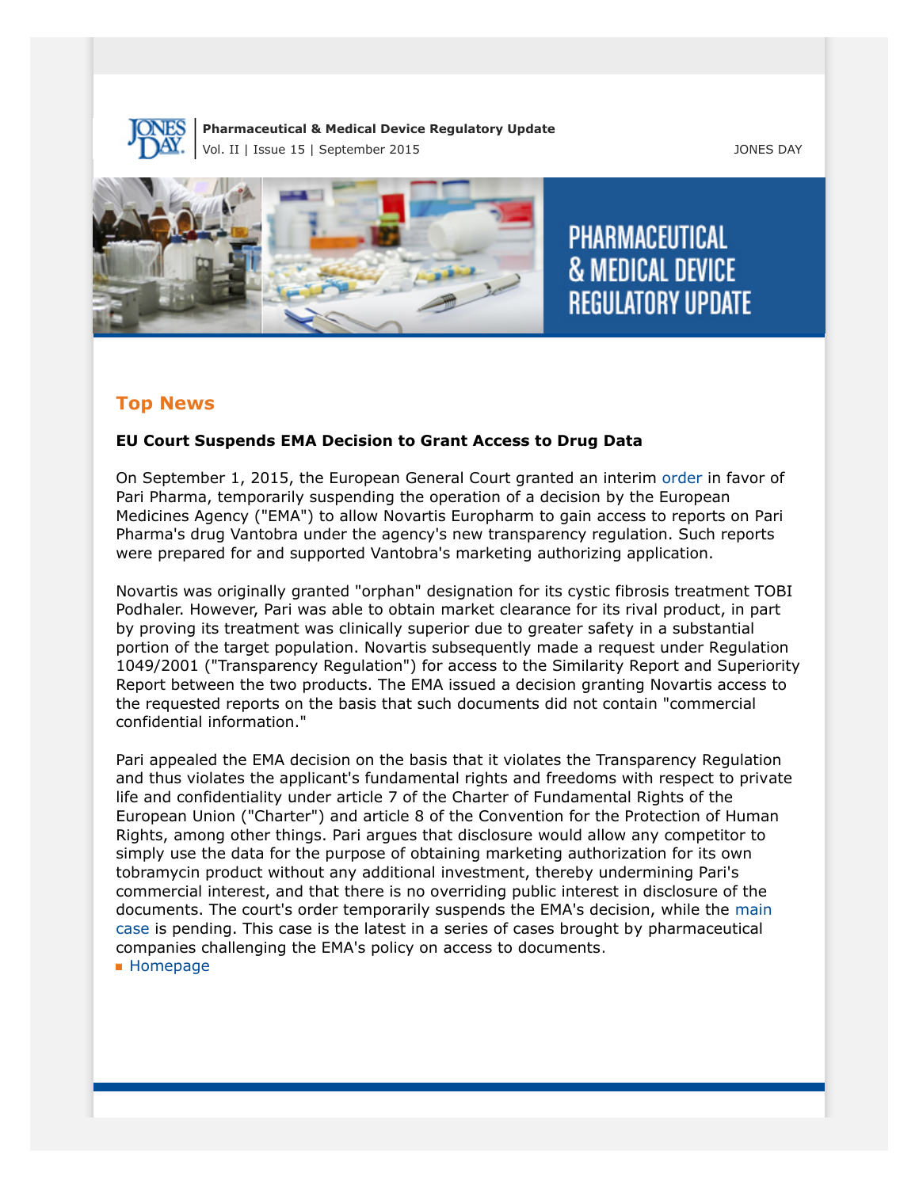## Top News

### EU Court Suspends EMA Decision to Grant Access to Drug Data

On September 1, 2015, the European General Court granted an interim order in favor of Pari Pharma, temporarily suspending the operation of a decision by the European Medicines Agency ("EMA") to allow Novartis Europharm to gain access to reports on Pari Pharma's drug Vantobra under the agency's new transparency regulation. Such reports were prepared for and supported Vantobra's marketing authorizing application.

Novartis was originally granted "orphan" designation for its cystic fibrosis treatment TOBI Podhaler. However, Pari was able to obtain market clearance for its rival product, in part by proving its treatment was clinically superior due to greater safety in a substantial portion of the target population. Novartis subsequently made a request under Regulation 1049/2001 ("Transparency Regulation") for access to the Similarity Report and Superiority Report between the two products. The EMA issued a decision granting Novartis access to the requested reports on the basis that such documents did not contain "commercial confidential information."

Pari appealed the EMA decision on the basis that it violates the Transparency Regulation and thus violates the applicant's fundamental rights and freedoms with respect to private life and confidentiality under article 7 of the Charter of Fundamental Rights of the European Union ("Charter") and article 8 of the Convention for the Protection of Human Rights, among other things. Pari argues that disclosure would allow any competitor to simply use the data for the purpose of obtaining marketing authorization for its own tobramycin product without any additional investment, thereby undermining Pari's commercial interest, and that there is no overriding public interest in disclosure of the documents. The court's order temporarily suspends the EMA's decision, while the main case is pending. This case is the latest in a series of cases brought by pharmaceutical companies challenging the EMA's policy on access to documents.

- Homepage